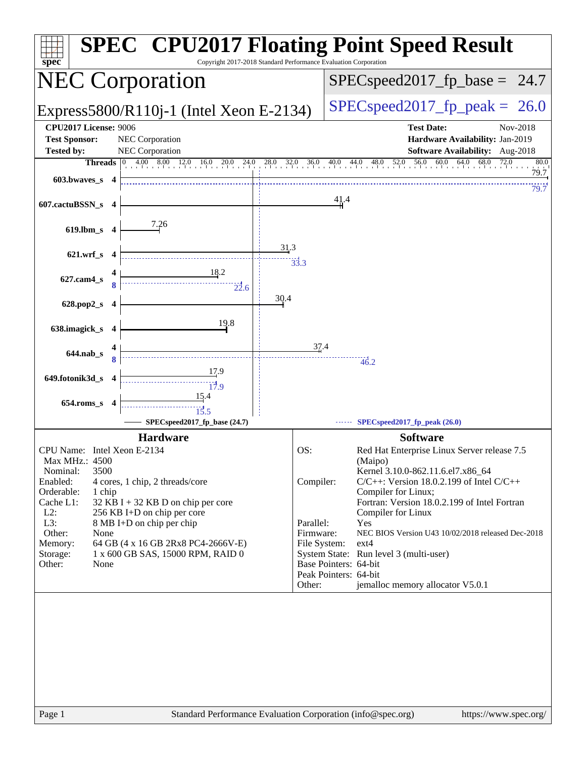# SPEC® CPU2017 Floating Point Speed Result

Copyright 2017-2018 Standard Performance Evaluation Corporation

## NEC Corporation

Express5800/R110j-1 (Intel Xeon E-2134)

SPECspeed2017_fp_base = 24.7

SPECspeed2017_fp_peak = 26.0

**CPU2017 License:** 9006
**Test Sponsor:** NEC Corporation
**Tested by:** NEC Corporation

**Test Date:** Nov-2018
**Hardware Availability:** Jan-2019
**Software Availability:** Aug-2018

| Benchmark | Threads | Base | Peak |
|---|---|---|---|
| 603.bwaves_s | 4 | 79.7 | 79.7 |
| 607.cactuBSSN_s | 4 | 41.4 | |
| 619.lbm_s | 4 | 7.26 | |
| 621.wrf_s | 4 | 31.3 | 33.3 |
| 627.cam4_s | 4 (base), 8 (peak) | 18.2 | 22.6 |
| 628.pop2_s | 4 | 30.4 | |
| 638.imagick_s | 4 | 19.8 | |
| 644.nab_s | 4 (base), 8 (peak) | 37.4 | 46.2 |
| 649.fotonik3d_s | 4 | 17.9 | 17.9 |
| 654.roms_s | 4 | 15.4 | 15.5 |

SPECspeed2017_fp_base (24.7) — SPECspeed2017_fp_peak (26.0)

### Hardware

| | |
|---|---|
| CPU Name: | Intel Xeon E-2134 |
| Max MHz.: | 4500 |
| Nominal: | 3500 |
| Enabled: | 4 cores, 1 chip, 2 threads/core |
| Orderable: | 1 chip |
| Cache L1: | 32 KB I + 32 KB D on chip per core |
| L2: | 256 KB I+D on chip per core |
| L3: | 8 MB I+D on chip per chip |
| Other: | None |
| Memory: | 64 GB (4 x 16 GB 2Rx8 PC4-2666V-E) |
| Storage: | 1 x 600 GB SAS, 15000 RPM, RAID 0 |
| Other: | None |

### Software

| | |
|---|---|
| OS: | Red Hat Enterprise Linux Server release 7.5 (Maipo) Kernel 3.10.0-862.11.6.el7.x86_64 |
| Compiler: | C/C++: Version 18.0.2.199 of Intel C/C++ Compiler for Linux; Fortran: Version 18.0.2.199 of Intel Fortran Compiler for Linux |
| Parallel: | Yes |
| Firmware: | NEC BIOS Version U43 10/02/2018 released Dec-2018 |
| File System: | ext4 |
| System State: | Run level 3 (multi-user) |
| Base Pointers: | 64-bit |
| Peak Pointers: | 64-bit |
| Other: | jemalloc memory allocator V5.0.1 |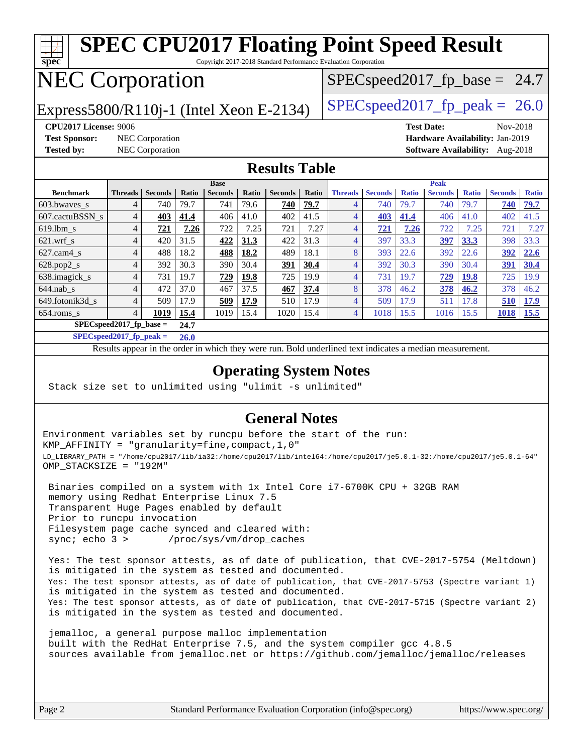# SPEC CPU2017 Floating Point Speed Result

Copyright 2017-2018 Standard Performance Evaluation Corporation

# NEC Corporation

Express5800/R110j-1 (Intel Xeon E-2134)

SPECspeed2017_fp_base = 24.7

SPECspeed2017_fp_peak = 26.0

**CPU2017 License:** 9006
**Test Sponsor:** NEC Corporation
**Tested by:** NEC Corporation

**Test Date:** Nov-2018
**Hardware Availability:** Jan-2019
**Software Availability:** Aug-2018

## Results Table

| Benchmark | Base | | | | | | | Peak | | | | | | |
|---|---|---|---|---|---|---|---|---|---|---|---|---|---|---|
| | Threads | Seconds | Ratio | Seconds | Ratio | Seconds | Ratio | Threads | Seconds | Ratio | Seconds | Ratio | Seconds | Ratio |
| 603.bwaves_s | 4 | 740 | 79.7 | 741 | 79.6 | **740** | **79.7** | 4 | 740 | 79.7 | 740 | 79.7 | **740** | **79.7** |
| 607.cactuBSSN_s | 4 | **403** | **41.4** | 406 | 41.0 | 402 | 41.5 | 4 | **403** | **41.4** | 406 | 41.0 | 402 | 41.5 |
| 619.lbm_s | 4 | **721** | **7.26** | 722 | 7.25 | 721 | 7.27 | 4 | **721** | **7.26** | 722 | 7.25 | 721 | 7.27 |
| 621.wrf_s | 4 | 420 | 31.5 | **422** | **31.3** | 422 | 31.3 | 4 | 397 | 33.3 | **397** | **33.3** | 398 | 33.3 |
| 627.cam4_s | 4 | 488 | 18.2 | **488** | **18.2** | 489 | 18.1 | 8 | 393 | 22.6 | 392 | 22.6 | **392** | **22.6** |
| 628.pop2_s | 4 | 392 | 30.3 | 390 | 30.4 | **391** | **30.4** | 4 | 392 | 30.3 | 390 | 30.4 | **391** | **30.4** |
| 638.imagick_s | 4 | 731 | 19.7 | **729** | **19.8** | 725 | 19.9 | 4 | 731 | 19.7 | **729** | **19.8** | 725 | 19.9 |
| 644.nab_s | 4 | 472 | 37.0 | 467 | 37.5 | **467** | **37.4** | 8 | 378 | 46.2 | **378** | **46.2** | 378 | 46.2 |
| 649.fotonik3d_s | 4 | 509 | 17.9 | **509** | **17.9** | 510 | 17.9 | 4 | 509 | 17.9 | 511 | 17.8 | **510** | **17.9** |
| 654.roms_s | 4 | **1019** | **15.4** | 1019 | 15.4 | 1020 | 15.4 | 4 | 1018 | 15.5 | 1016 | 15.5 | **1018** | **15.5** |

**SPECspeed2017_fp_base = 24.7**

**SPECspeed2017_fp_peak = 26.0**

Results appear in the order in which they were run. Bold underlined text indicates a median measurement.

## Operating System Notes

```
Stack size set to unlimited using "ulimit -s unlimited"
```

## General Notes

```
Environment variables set by runcpu before the start of the run:
KMP_AFFINITY = "granularity=fine,compact,1,0"
LD_LIBRARY_PATH = "/home/cpu2017/lib/ia32:/home/cpu2017/lib/intel64:/home/cpu2017/je5.0.1-32:/home/cpu2017/je5.0.1-64"
OMP_STACKSIZE = "192M"

 Binaries compiled on a system with 1x Intel Core i7-6700K CPU + 32GB RAM
 memory using Redhat Enterprise Linux 7.5
 Transparent Huge Pages enabled by default
 Prior to runcpu invocation
 Filesystem page cache synced and cleared with:
 sync; echo 3 >       /proc/sys/vm/drop_caches

 Yes: The test sponsor attests, as of date of publication, that CVE-2017-5754 (Meltdown)
 is mitigated in the system as tested and documented.
 Yes: The test sponsor attests, as of date of publication, that CVE-2017-5753 (Spectre variant 1)
 is mitigated in the system as tested and documented.
 Yes: The test sponsor attests, as of date of publication, that CVE-2017-5715 (Spectre variant 2)
 is mitigated in the system as tested and documented.

 jemalloc, a general purpose malloc implementation
 built with the RedHat Enterprise 7.5, and the system compiler gcc 4.8.5
 sources available from jemalloc.net or https://github.com/jemalloc/jemalloc/releases
```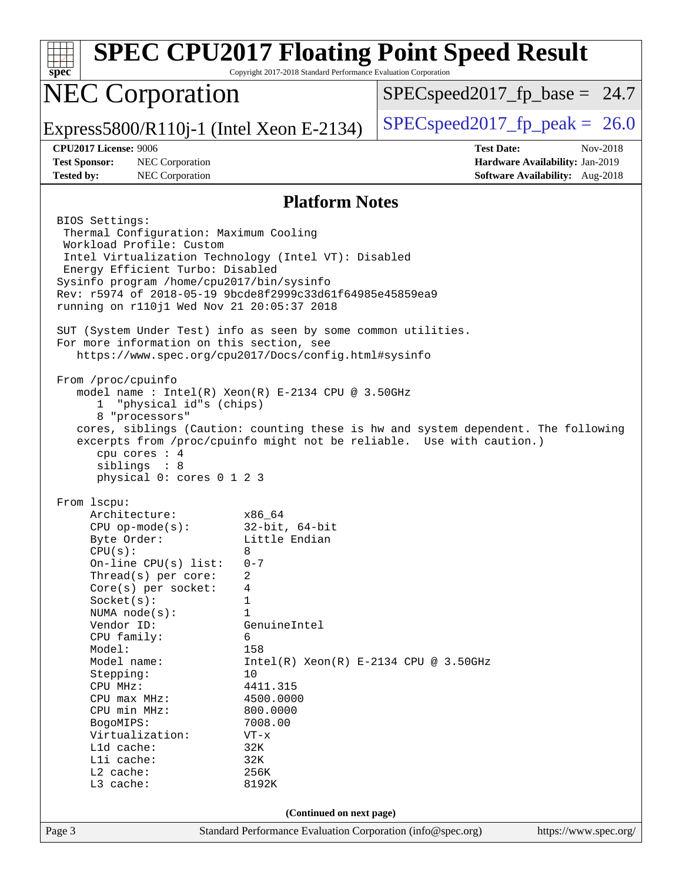# SPEC CPU2017 Floating Point Speed Result

Copyright 2017-2018 Standard Performance Evaluation Corporation

## NEC Corporation

Express5800/R110j-1 (Intel Xeon E-2134)

SPECspeed2017_fp_base = 24.7

SPECspeed2017_fp_peak = 26.0

**CPU2017 License:** 9006
**Test Sponsor:** NEC Corporation
**Tested by:** NEC Corporation

**Test Date:** Nov-2018
**Hardware Availability:** Jan-2019
**Software Availability:** Aug-2018

## Platform Notes

```
BIOS Settings:
 Thermal Configuration: Maximum Cooling
 Workload Profile: Custom
 Intel Virtualization Technology (Intel VT): Disabled
 Energy Efficient Turbo: Disabled
Sysinfo program /home/cpu2017/bin/sysinfo
Rev: r5974 of 2018-05-19 9bcde8f2999c33d61f64985e45859ea9
running on r110j1 Wed Nov 21 20:05:37 2018

SUT (System Under Test) info as seen by some common utilities.
For more information on this section, see
   https://www.spec.org/cpu2017/Docs/config.html#sysinfo

From /proc/cpuinfo
   model name : Intel(R) Xeon(R) E-2134 CPU @ 3.50GHz
      1  "physical id"s (chips)
      8 "processors"
   cores, siblings (Caution: counting these is hw and system dependent. The following
   excerpts from /proc/cpuinfo might not be reliable.  Use with caution.)
      cpu cores : 4
      siblings  : 8
      physical 0: cores 0 1 2 3

From lscpu:
     Architecture:          x86_64
     CPU op-mode(s):        32-bit, 64-bit
     Byte Order:            Little Endian
     CPU(s):                8
     On-line CPU(s) list:   0-7
     Thread(s) per core:    2
     Core(s) per socket:    4
     Socket(s):             1
     NUMA node(s):          1
     Vendor ID:             GenuineIntel
     CPU family:            6
     Model:                 158
     Model name:            Intel(R) Xeon(R) E-2134 CPU @ 3.50GHz
     Stepping:              10
     CPU MHz:               4411.315
     CPU max MHz:           4500.0000
     CPU min MHz:           800.0000
     BogoMIPS:              7008.00
     Virtualization:        VT-x
     L1d cache:             32K
     L1i cache:             32K
     L2 cache:              256K
     L3 cache:              8192K
```

(Continued on next page)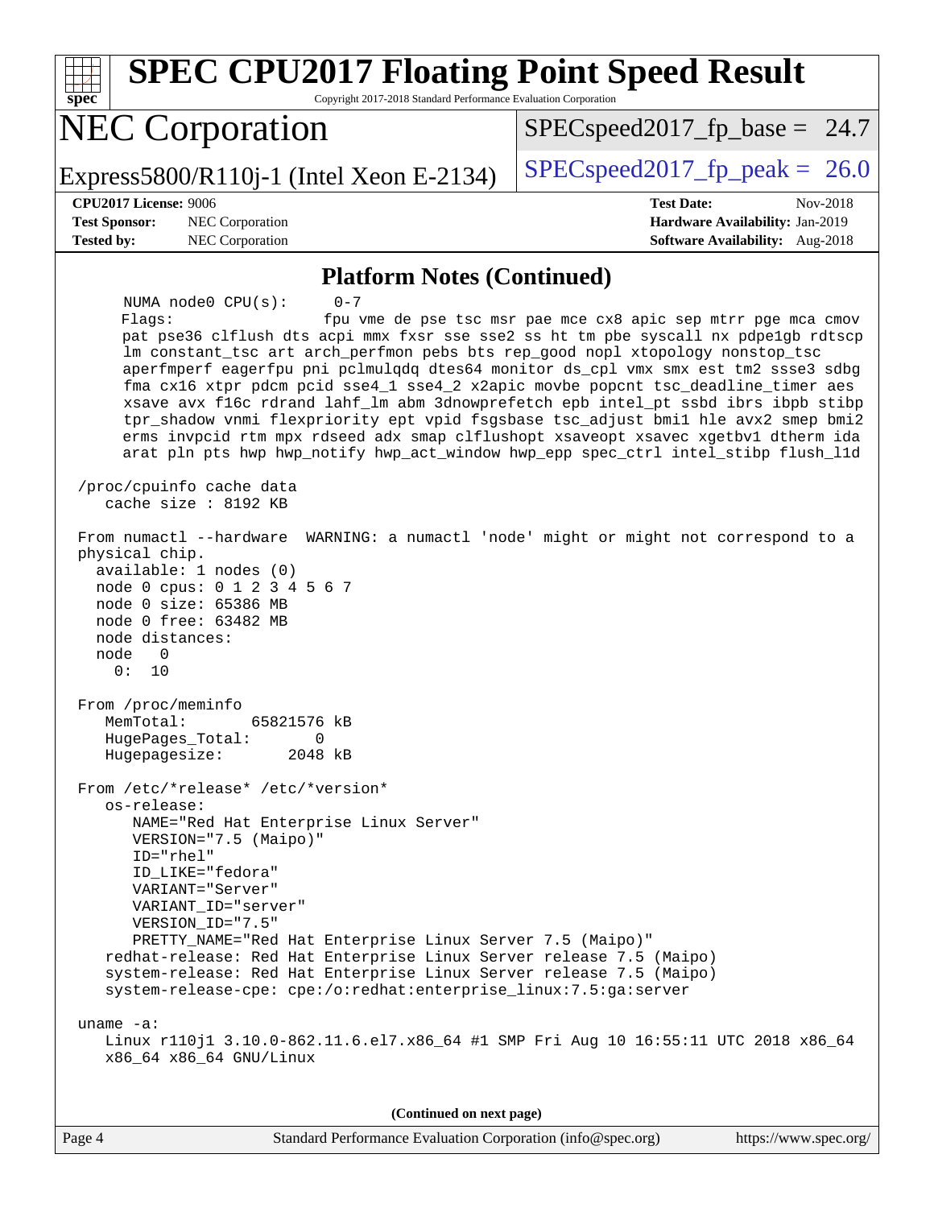# SPEC CPU2017 Floating Point Speed Result

Copyright 2017-2018 Standard Performance Evaluation Corporation

## NEC Corporation

Express5800/R110j-1 (Intel Xeon E-2134)

SPECspeed2017_fp_base = 24.7

SPECspeed2017_fp_peak = 26.0

**CPU2017 License:** 9006
**Test Sponsor:** NEC Corporation
**Tested by:** NEC Corporation

**Test Date:** Nov-2018
**Hardware Availability:** Jan-2019
**Software Availability:** Aug-2018

### Platform Notes (Continued)

```
      NUMA node0 CPU(s):     0-7
      Flags:                 fpu vme de pse tsc msr pae mce cx8 apic sep mtrr pge mca cmov
      pat pse36 clflush dts acpi mmx fxsr sse sse2 ss ht tm pbe syscall nx pdpe1gb rdtscp
      lm constant_tsc art arch_perfmon pebs bts rep_good nopl xtopology nonstop_tsc
      aperfmperf eagerfpu pni pclmulqdq dtes64 monitor ds_cpl vmx smx est tm2 ssse3 sdbg
      fma cx16 xtpr pdcm pcid sse4_1 sse4_2 x2apic movbe popcnt tsc_deadline_timer aes
      xsave avx f16c rdrand lahf_lm abm 3dnowprefetch epb intel_pt ssbd ibrs ibpb stibp
      tpr_shadow vnmi flexpriority ept vpid fsgsbase tsc_adjust bmi1 hle avx2 smep bmi2
      erms invpcid rtm mpx rdseed adx smap clflushopt xsaveopt xsavec xgetbv1 dtherm ida
      arat pln pts hwp hwp_notify hwp_act_window hwp_epp spec_ctrl intel_stibp flush_l1d

 /proc/cpuinfo cache data
    cache size : 8192 KB

 From numactl --hardware  WARNING: a numactl 'node' might or might not correspond to a
 physical chip.
   available: 1 nodes (0)
   node 0 cpus: 0 1 2 3 4 5 6 7
   node 0 size: 65386 MB
   node 0 free: 63482 MB
   node distances:
   node   0
     0:  10

 From /proc/meminfo
    MemTotal:       65821576 kB
    HugePages_Total:       0
    Hugepagesize:       2048 kB

 From /etc/*release* /etc/*version*
    os-release:
       NAME="Red Hat Enterprise Linux Server"
       VERSION="7.5 (Maipo)"
       ID="rhel"
       ID_LIKE="fedora"
       VARIANT="Server"
       VARIANT_ID="server"
       VERSION_ID="7.5"
       PRETTY_NAME="Red Hat Enterprise Linux Server 7.5 (Maipo)"
    redhat-release: Red Hat Enterprise Linux Server release 7.5 (Maipo)
    system-release: Red Hat Enterprise Linux Server release 7.5 (Maipo)
    system-release-cpe: cpe:/o:redhat:enterprise_linux:7.5:ga:server

 uname -a:
    Linux r110j1 3.10.0-862.11.6.el7.x86_64 #1 SMP Fri Aug 10 16:55:11 UTC 2018 x86_64
    x86_64 x86_64 GNU/Linux
```

(Continued on next page)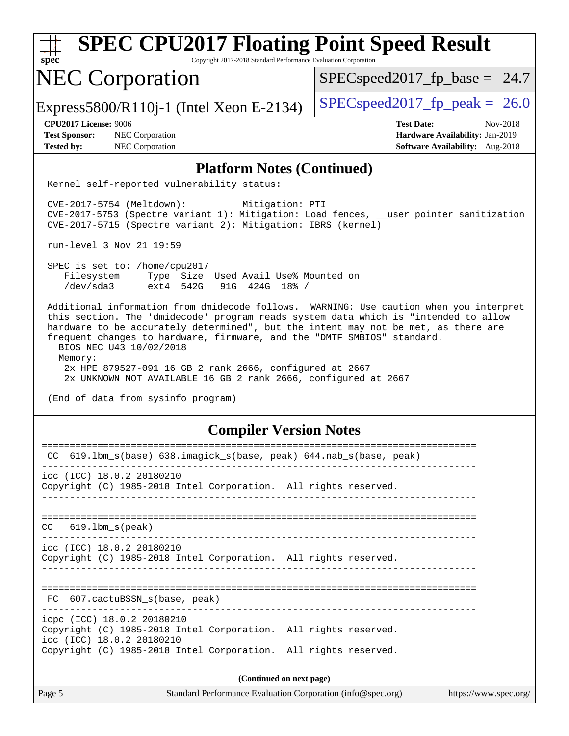## Platform Notes (Continued)

```
Kernel self-reported vulnerability status:

CVE-2017-5754 (Meltdown):          Mitigation: PTI
CVE-2017-5753 (Spectre variant 1): Mitigation: Load fences, __user pointer sanitization
CVE-2017-5715 (Spectre variant 2): Mitigation: IBRS (kernel)

run-level 3 Nov 21 19:59

SPEC is set to: /home/cpu2017
   Filesystem     Type  Size  Used Avail Use% Mounted on
   /dev/sda3      ext4  542G   91G  424G  18% /

Additional information from dmidecode follows.  WARNING: Use caution when you interpret
this section. The 'dmidecode' program reads system data which is "intended to allow
hardware to be accurately determined", but the intent may not be met, as there are
frequent changes to hardware, firmware, and the "DMTF SMBIOS" standard.
  BIOS NEC U43 10/02/2018
  Memory:
   2x HPE 879527-091 16 GB 2 rank 2666, configured at 2667
   2x UNKNOWN NOT AVAILABLE 16 GB 2 rank 2666, configured at 2667

(End of data from sysinfo program)
```

## Compiler Version Notes

```
==============================================================================
 CC  619.lbm_s(base) 638.imagick_s(base, peak) 644.nab_s(base, peak)
------------------------------------------------------------------------------
icc (ICC) 18.0.2 20180210
Copyright (C) 1985-2018 Intel Corporation.  All rights reserved.
------------------------------------------------------------------------------

==============================================================================
 CC   619.lbm_s(peak)
------------------------------------------------------------------------------
icc (ICC) 18.0.2 20180210
Copyright (C) 1985-2018 Intel Corporation.  All rights reserved.
------------------------------------------------------------------------------

==============================================================================
 FC  607.cactuBSSN_s(base, peak)
------------------------------------------------------------------------------
icpc (ICC) 18.0.2 20180210
Copyright (C) 1985-2018 Intel Corporation.  All rights reserved.
icc (ICC) 18.0.2 20180210
Copyright (C) 1985-2018 Intel Corporation.  All rights reserved.
```

(Continued on next page)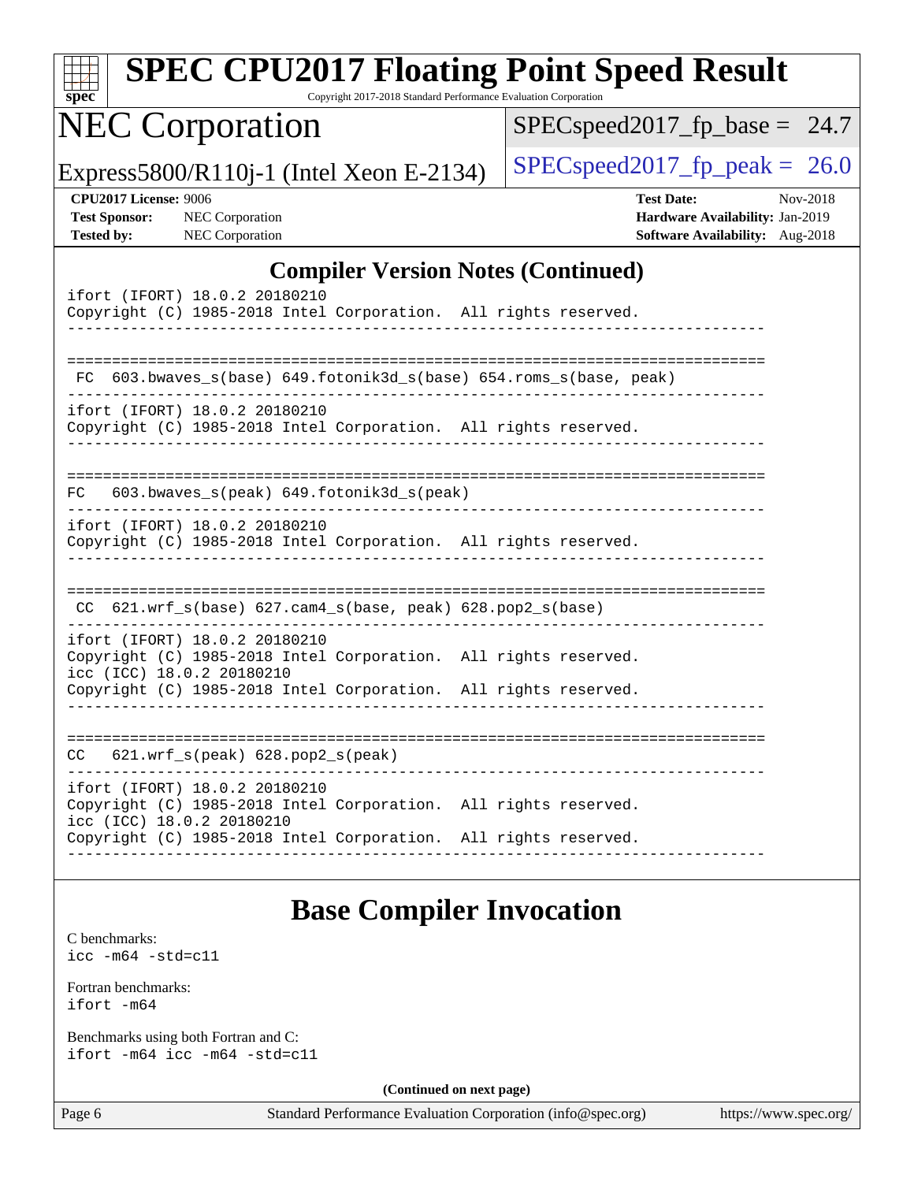# Compiler Version Notes (Continued)

```
ifort (IFORT) 18.0.2 20180210
Copyright (C) 1985-2018 Intel Corporation.  All rights reserved.
------------------------------------------------------------------------------

==============================================================================
 FC  603.bwaves_s(base) 649.fotonik3d_s(base) 654.roms_s(base, peak)
------------------------------------------------------------------------------
ifort (IFORT) 18.0.2 20180210
Copyright (C) 1985-2018 Intel Corporation.  All rights reserved.
------------------------------------------------------------------------------

==============================================================================
FC   603.bwaves_s(peak) 649.fotonik3d_s(peak)
------------------------------------------------------------------------------
ifort (IFORT) 18.0.2 20180210
Copyright (C) 1985-2018 Intel Corporation.  All rights reserved.
------------------------------------------------------------------------------

==============================================================================
 CC  621.wrf_s(base) 627.cam4_s(base, peak) 628.pop2_s(base)
------------------------------------------------------------------------------
ifort (IFORT) 18.0.2 20180210
Copyright (C) 1985-2018 Intel Corporation.  All rights reserved.
icc (ICC) 18.0.2 20180210
Copyright (C) 1985-2018 Intel Corporation.  All rights reserved.
------------------------------------------------------------------------------

==============================================================================
CC   621.wrf_s(peak) 628.pop2_s(peak)
------------------------------------------------------------------------------
ifort (IFORT) 18.0.2 20180210
Copyright (C) 1985-2018 Intel Corporation.  All rights reserved.
icc (ICC) 18.0.2 20180210
Copyright (C) 1985-2018 Intel Corporation.  All rights reserved.
------------------------------------------------------------------------------
```

# Base Compiler Invocation

C benchmarks:
```
icc -m64 -std=c11
```

Fortran benchmarks:
```
ifort -m64
```

Benchmarks using both Fortran and C:
```
ifort -m64 icc -m64 -std=c11
```

**(Continued on next page)**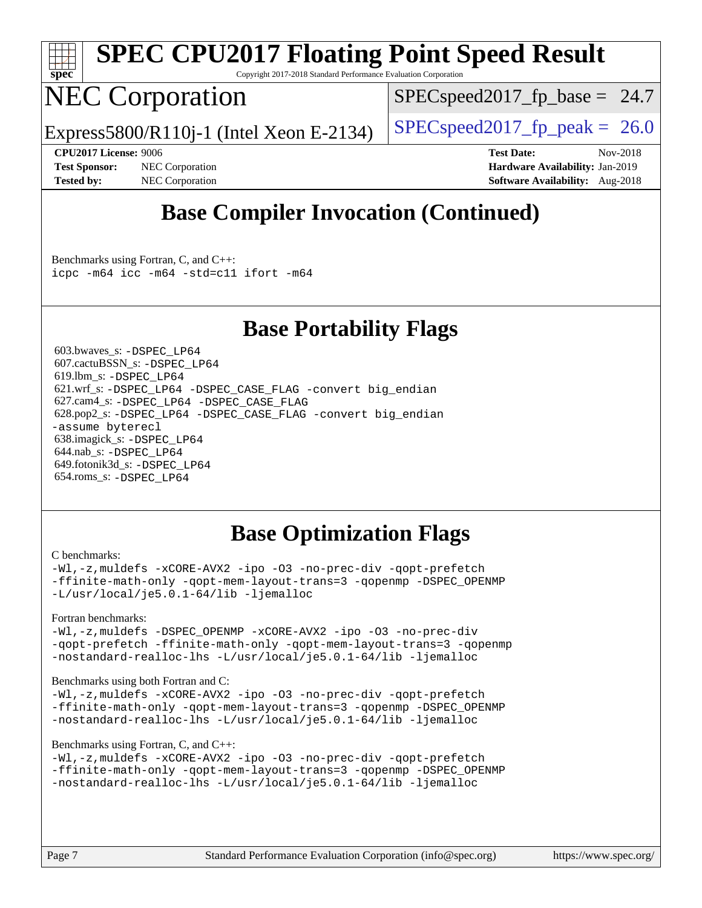# SPEC CPU2017 Floating Point Speed Result

Copyright 2017-2018 Standard Performance Evaluation Corporation

# NEC Corporation

Express5800/R110j-1 (Intel Xeon E-2134)

SPECspeed2017_fp_base = 24.7

SPECspeed2017_fp_peak = 26.0

**CPU2017 License:** 9006
**Test Sponsor:** NEC Corporation
**Tested by:** NEC Corporation

**Test Date:** Nov-2018
**Hardware Availability:** Jan-2019
**Software Availability:** Aug-2018

## Base Compiler Invocation (Continued)

Benchmarks using Fortran, C, and C++:
```
icpc -m64 icc -m64 -std=c11 ifort -m64
```

## Base Portability Flags

603.bwaves_s: `-DSPEC_LP64`
607.cactuBSSN_s: `-DSPEC_LP64`
619.lbm_s: `-DSPEC_LP64`
621.wrf_s: `-DSPEC_LP64 -DSPEC_CASE_FLAG -convert big_endian`
627.cam4_s: `-DSPEC_LP64 -DSPEC_CASE_FLAG`
628.pop2_s: `-DSPEC_LP64 -DSPEC_CASE_FLAG -convert big_endian -assume byterecl`
638.imagick_s: `-DSPEC_LP64`
644.nab_s: `-DSPEC_LP64`
649.fotonik3d_s: `-DSPEC_LP64`
654.roms_s: `-DSPEC_LP64`

## Base Optimization Flags

C benchmarks:
```
-Wl,-z,muldefs -xCORE-AVX2 -ipo -O3 -no-prec-div -qopt-prefetch
-ffinite-math-only -qopt-mem-layout-trans=3 -qopenmp -DSPEC_OPENMP
-L/usr/local/je5.0.1-64/lib -ljemalloc
```

Fortran benchmarks:
```
-Wl,-z,muldefs -DSPEC_OPENMP -xCORE-AVX2 -ipo -O3 -no-prec-div
-qopt-prefetch -ffinite-math-only -qopt-mem-layout-trans=3 -qopenmp
-nostandard-realloc-lhs -L/usr/local/je5.0.1-64/lib -ljemalloc
```

Benchmarks using both Fortran and C:
```
-Wl,-z,muldefs -xCORE-AVX2 -ipo -O3 -no-prec-div -qopt-prefetch
-ffinite-math-only -qopt-mem-layout-trans=3 -qopenmp -DSPEC_OPENMP
-nostandard-realloc-lhs -L/usr/local/je5.0.1-64/lib -ljemalloc
```

Benchmarks using Fortran, C, and C++:
```
-Wl,-z,muldefs -xCORE-AVX2 -ipo -O3 -no-prec-div -qopt-prefetch
-ffinite-math-only -qopt-mem-layout-trans=3 -qopenmp -DSPEC_OPENMP
-nostandard-realloc-lhs -L/usr/local/je5.0.1-64/lib -ljemalloc
```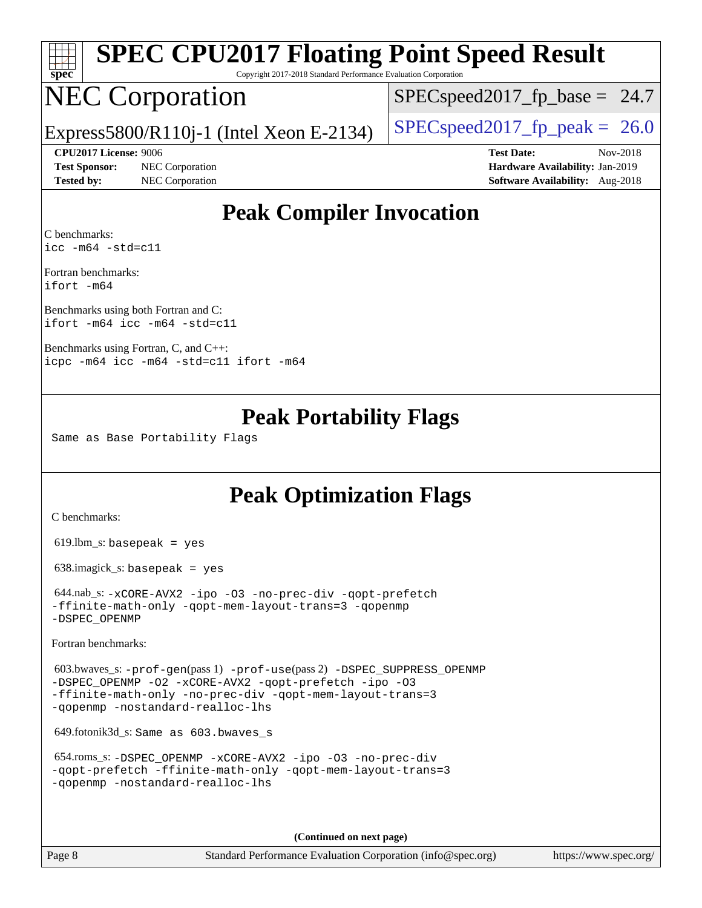# SPEC CPU2017 Floating Point Speed Result

Copyright 2017-2018 Standard Performance Evaluation Corporation

# NEC Corporation

Express5800/R110j-1 (Intel Xeon E-2134)

SPECspeed2017_fp_base = 24.7

SPECspeed2017_fp_peak = 26.0

**CPU2017 License:** 9006
**Test Sponsor:** NEC Corporation
**Tested by:** NEC Corporation

**Test Date:** Nov-2018
**Hardware Availability:** Jan-2019
**Software Availability:** Aug-2018

## Peak Compiler Invocation

C benchmarks:
`icc -m64 -std=c11`

Fortran benchmarks:
`ifort -m64`

Benchmarks using both Fortran and C:
`ifort -m64 icc -m64 -std=c11`

Benchmarks using Fortran, C, and C++:
`icpc -m64 icc -m64 -std=c11 ifort -m64`

## Peak Portability Flags

Same as Base Portability Flags

## Peak Optimization Flags

C benchmarks:

619.lbm_s: `basepeak = yes`

638.imagick_s: `basepeak = yes`

644.nab_s: `-xCORE-AVX2 -ipo -O3 -no-prec-div -qopt-prefetch -ffinite-math-only -qopt-mem-layout-trans=3 -qopenmp -DSPEC_OPENMP`

Fortran benchmarks:

603.bwaves_s: `-prof-gen`(pass 1) `-prof-use`(pass 2) `-DSPEC_SUPPRESS_OPENMP -DSPEC_OPENMP -O2 -xCORE-AVX2 -qopt-prefetch -ipo -O3 -ffinite-math-only -no-prec-div -qopt-mem-layout-trans=3 -qopenmp -nostandard-realloc-lhs`

649.fotonik3d_s: `Same as 603.bwaves_s`

654.roms_s: `-DSPEC_OPENMP -xCORE-AVX2 -ipo -O3 -no-prec-div -qopt-prefetch -ffinite-math-only -qopt-mem-layout-trans=3 -qopenmp -nostandard-realloc-lhs`

**(Continued on next page)**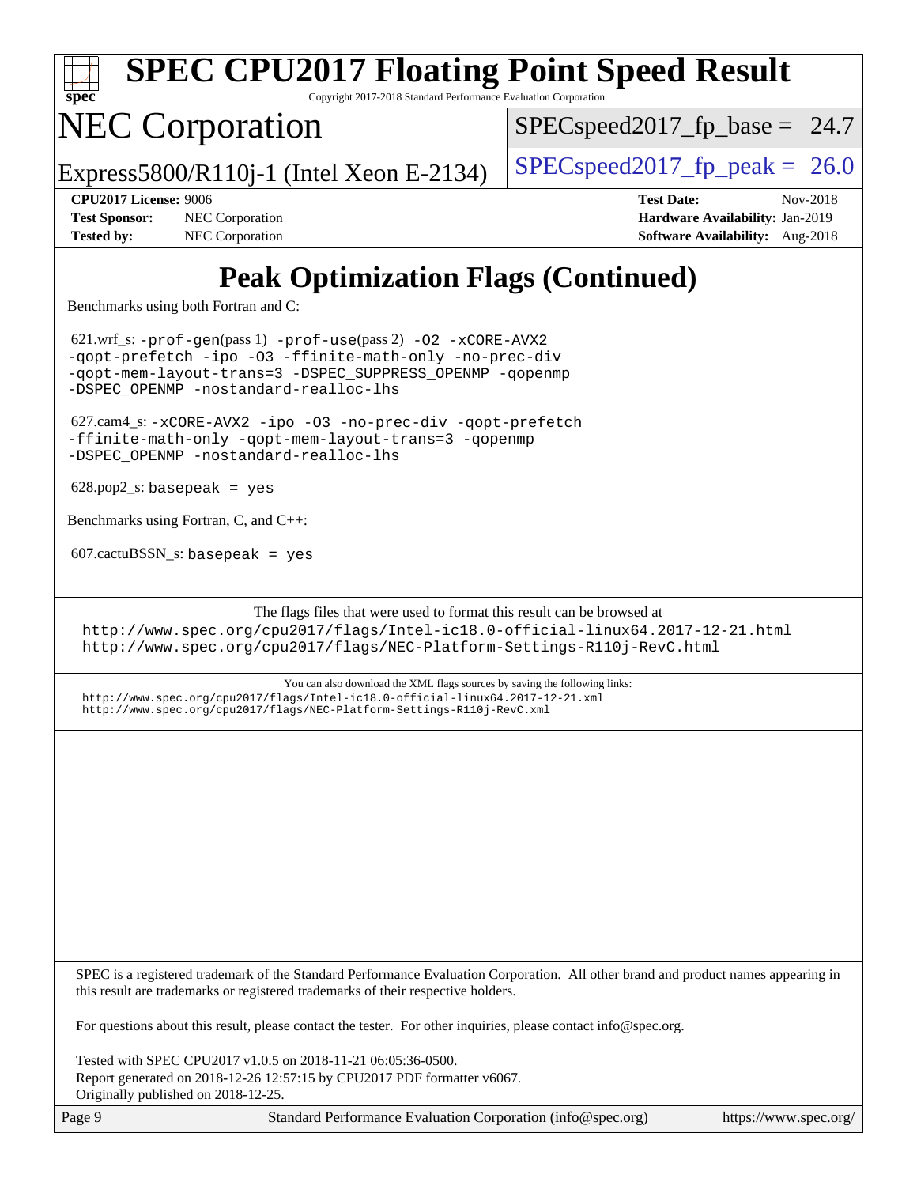# Peak Optimization Flags (Continued)

Benchmarks using both Fortran and C:

621.wrf_s: -prof-gen(pass 1) -prof-use(pass 2) -O2 -xCORE-AVX2 -qopt-prefetch -ipo -O3 -ffinite-math-only -no-prec-div -qopt-mem-layout-trans=3 -DSPEC_SUPPRESS_OPENMP -qopenmp -DSPEC_OPENMP -nostandard-realloc-lhs

627.cam4_s: -xCORE-AVX2 -ipo -O3 -no-prec-div -qopt-prefetch -ffinite-math-only -qopt-mem-layout-trans=3 -qopenmp -DSPEC_OPENMP -nostandard-realloc-lhs

628.pop2_s: basepeak = yes

Benchmarks using Fortran, C, and C++:

607.cactuBSSN_s: basepeak = yes

The flags files that were used to format this result can be browsed at
http://www.spec.org/cpu2017/flags/Intel-ic18.0-official-linux64.2017-12-21.html
http://www.spec.org/cpu2017/flags/NEC-Platform-Settings-R110j-RevC.html

You can also download the XML flags sources by saving the following links:
http://www.spec.org/cpu2017/flags/Intel-ic18.0-official-linux64.2017-12-21.xml
http://www.spec.org/cpu2017/flags/NEC-Platform-Settings-R110j-RevC.xml

SPEC is a registered trademark of the Standard Performance Evaluation Corporation. All other brand and product names appearing in this result are trademarks or registered trademarks of their respective holders.

For questions about this result, please contact the tester. For other inquiries, please contact info@spec.org.

Tested with SPEC CPU2017 v1.0.5 on 2018-11-21 06:05:36-0500.
Report generated on 2018-12-26 12:57:15 by CPU2017 PDF formatter v6067.
Originally published on 2018-12-25.